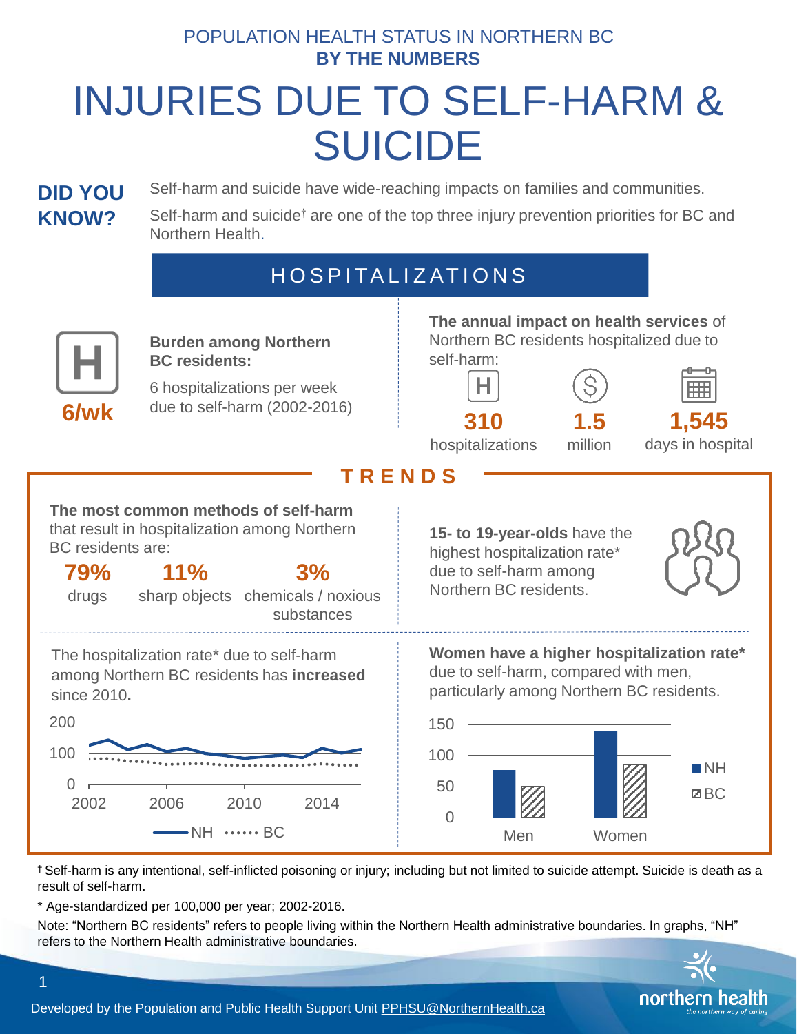POPULATION HEALTH STATUS IN NORTHERN BC
**BY THE NUMBERS**

# INJURIES DUE TO SELF-HARM & SUICIDE

## DID YOU KNOW?

Self-harm and suicide have wide-reaching impacts on families and communities.

Self-harm and suicide† are one of the top three injury prevention priorities for BC and Northern Health.

## HOSPITALIZATIONS

**6/wk**

**Burden among Northern BC residents:**

6 hospitalizations per week due to self-harm (2002-2016)

**The annual impact on health services** of Northern BC residents hospitalized due to self-harm:

- **310** hospitalizations
- **1.5** million
- **1,545** days in hospital

## TRENDS

**The most common methods of self-harm** that result in hospitalization among Northern BC residents are:

- **79%** drugs
- **11%** sharp objects
- **3%** chemicals / noxious substances

**15- to 19-year-olds** have the highest hospitalization rate* due to self-harm among Northern BC residents.

The hospitalization rate* due to self-harm among Northern BC residents has **increased** since 2010.

**Women have a higher hospitalization rate*** due to self-harm, compared with men, particularly among Northern BC residents.

† Self-harm is any intentional, self-inflicted poisoning or injury; including but not limited to suicide attempt. Suicide is death as a result of self-harm.

* Age-standardized per 100,000 per year; 2002-2016.

Note: "Northern BC residents" refers to people living within the Northern Health administrative boundaries. In graphs, "NH" refers to the Northern Health administrative boundaries.

Developed by the Population and Public Health Support Unit PPHSU@NorthernHealth.ca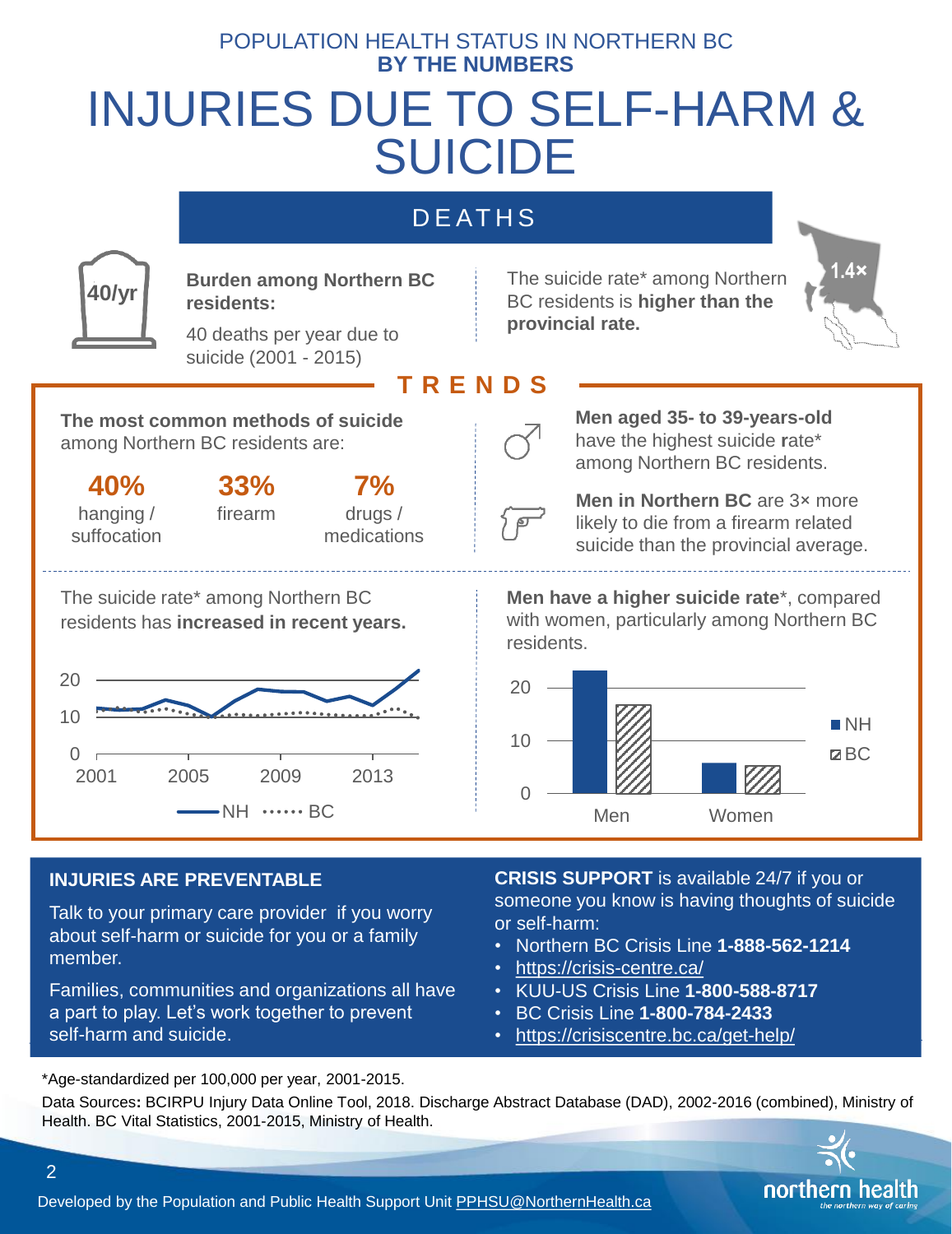POPULATION HEALTH STATUS IN NORTHERN BC
**BY THE NUMBERS**

# INJURIES DUE TO SELF-HARM & SUICIDE

## DEATHS

40/yr

**Burden among Northern BC residents:**

40 deaths per year due to suicide (2001 - 2015)

The suicide rate* among Northern BC residents is **higher than the provincial rate.**

1.4×

## TRENDS

**The most common methods of suicide** among Northern BC residents are:

**40%** hanging / suffocation

**33%** firearm

**7%** drugs / medications

**Men aged 35- to 39-years-old** have the highest suicide rate* among Northern BC residents.

**Men in Northern BC** are 3× more likely to die from a firearm related suicide than the provincial average.

The suicide rate* among Northern BC residents has **increased in recent years.**

20
10
0
2001
2005
2009
2013
NH
BC

**Men have a higher suicide rate***, compared with women, particularly among Northern BC residents.

20
10
0
Men
Women
NH
BC

**INJURIES ARE PREVENTABLE**

Talk to your primary care provider if you worry about self-harm or suicide for you or a family member.

Families, communities and organizations all have a part to play. Let's work together to prevent self-harm and suicide.

**CRISIS SUPPORT** is available 24/7 if you or someone you know is having thoughts of suicide or self-harm:

- Northern BC Crisis Line **1-888-562-1214**
- https://crisis-centre.ca/
- KUU-US Crisis Line **1-800-588-8717**
- BC Crisis Line **1-800-784-2433**
- https://crisiscentre.bc.ca/get-help/

*Age-standardized per 100,000 per year, 2001-2015.

Data Sources**:** BCIRPU Injury Data Online Tool, 2018. Discharge Abstract Database (DAD), 2002-2016 (combined), Ministry of Health. BC Vital Statistics, 2001-2015, Ministry of Health.

Developed by the Population and Public Health Support Unit PPHSU@NorthernHealth.ca

northern health
the northern way of caring